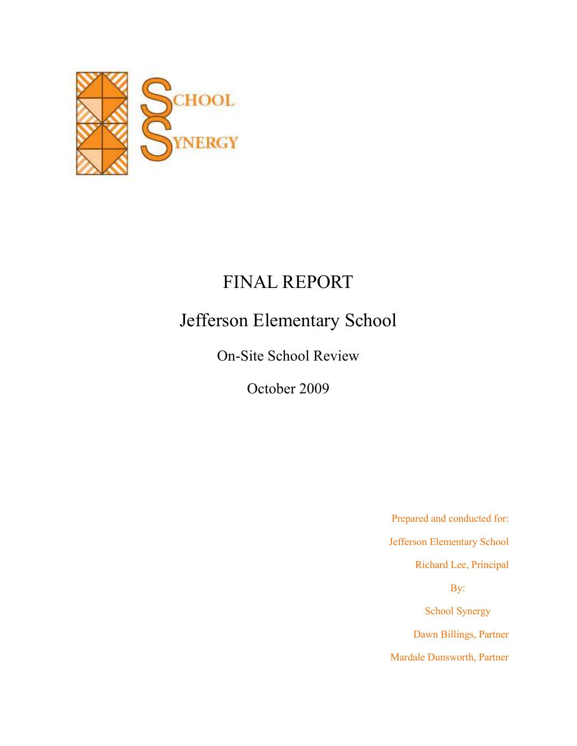SCHOOL SYNERGY

# FINAL REPORT

## Jefferson Elementary School

On-Site School Review

October 2009

Prepared and conducted for:

Jefferson Elementary School

Richard Lee, Principal

By:

School Synergy

Dawn Billings, Partner

Mardale Dunsworth, Partner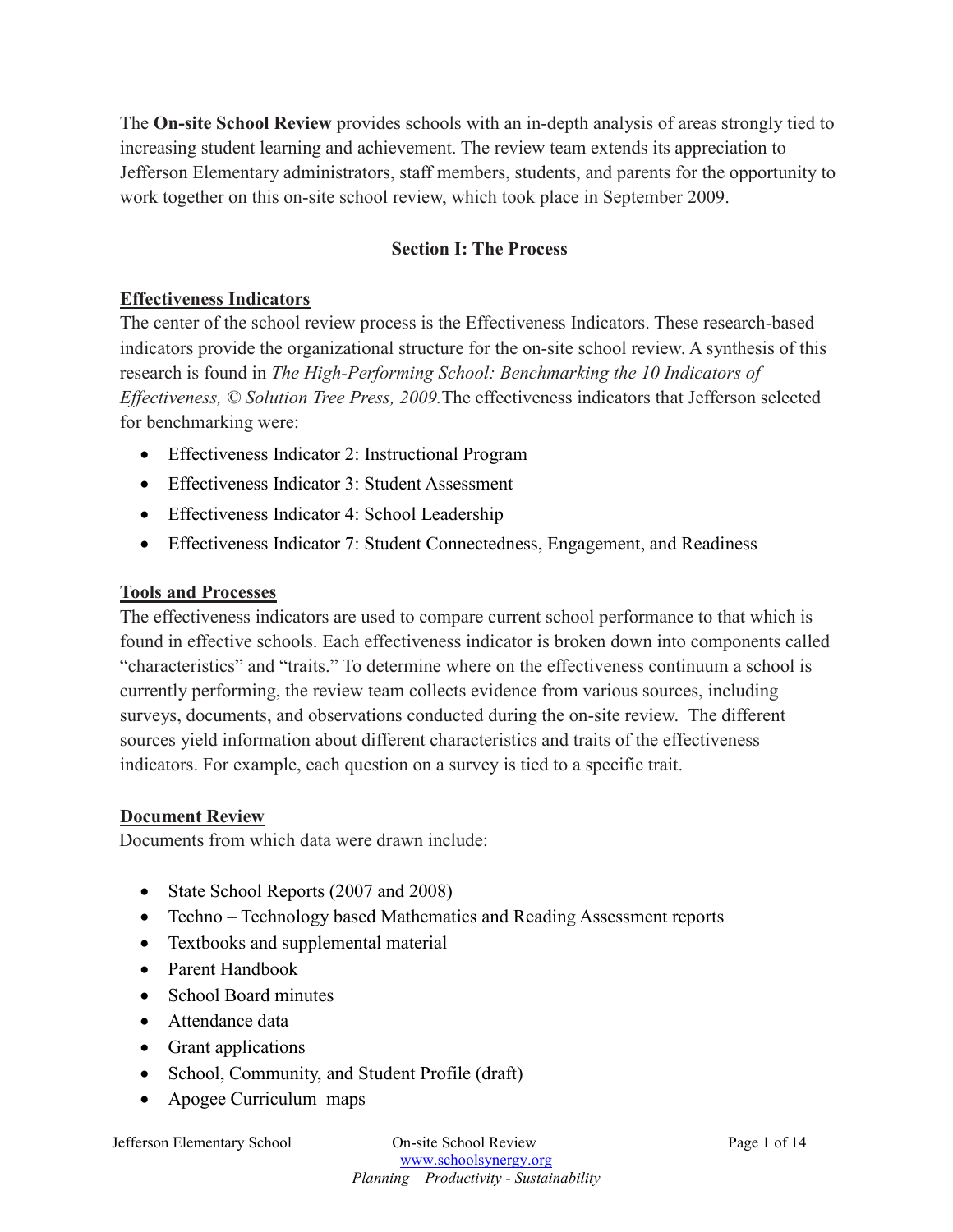The **On-site School Review** provides schools with an in-depth analysis of areas strongly tied to increasing student learning and achievement. The review team extends its appreciation to Jefferson Elementary administrators, staff members, students, and parents for the opportunity to work together on this on-site school review, which took place in September 2009.

## Section I: The Process

### Effectiveness Indicators

The center of the school review process is the Effectiveness Indicators. These research-based indicators provide the organizational structure for the on-site school review. A synthesis of this research is found in *The High-Performing School: Benchmarking the 10 Indicators of Effectiveness, © Solution Tree Press, 2009.* The effectiveness indicators that Jefferson selected for benchmarking were:

- Effectiveness Indicator 2: Instructional Program
- Effectiveness Indicator 3: Student Assessment
- Effectiveness Indicator 4: School Leadership
- Effectiveness Indicator 7: Student Connectedness, Engagement, and Readiness

### Tools and Processes

The effectiveness indicators are used to compare current school performance to that which is found in effective schools. Each effectiveness indicator is broken down into components called "characteristics" and "traits." To determine where on the effectiveness continuum a school is currently performing, the review team collects evidence from various sources, including surveys, documents, and observations conducted during the on-site review. The different sources yield information about different characteristics and traits of the effectiveness indicators. For example, each question on a survey is tied to a specific trait.

### Document Review

Documents from which data were drawn include:

- State School Reports (2007 and 2008)
- Techno – Technology based Mathematics and Reading Assessment reports
- Textbooks and supplemental material
- Parent Handbook
- School Board minutes
- Attendance data
- Grant applications
- School, Community, and Student Profile (draft)
- Apogee Curriculum maps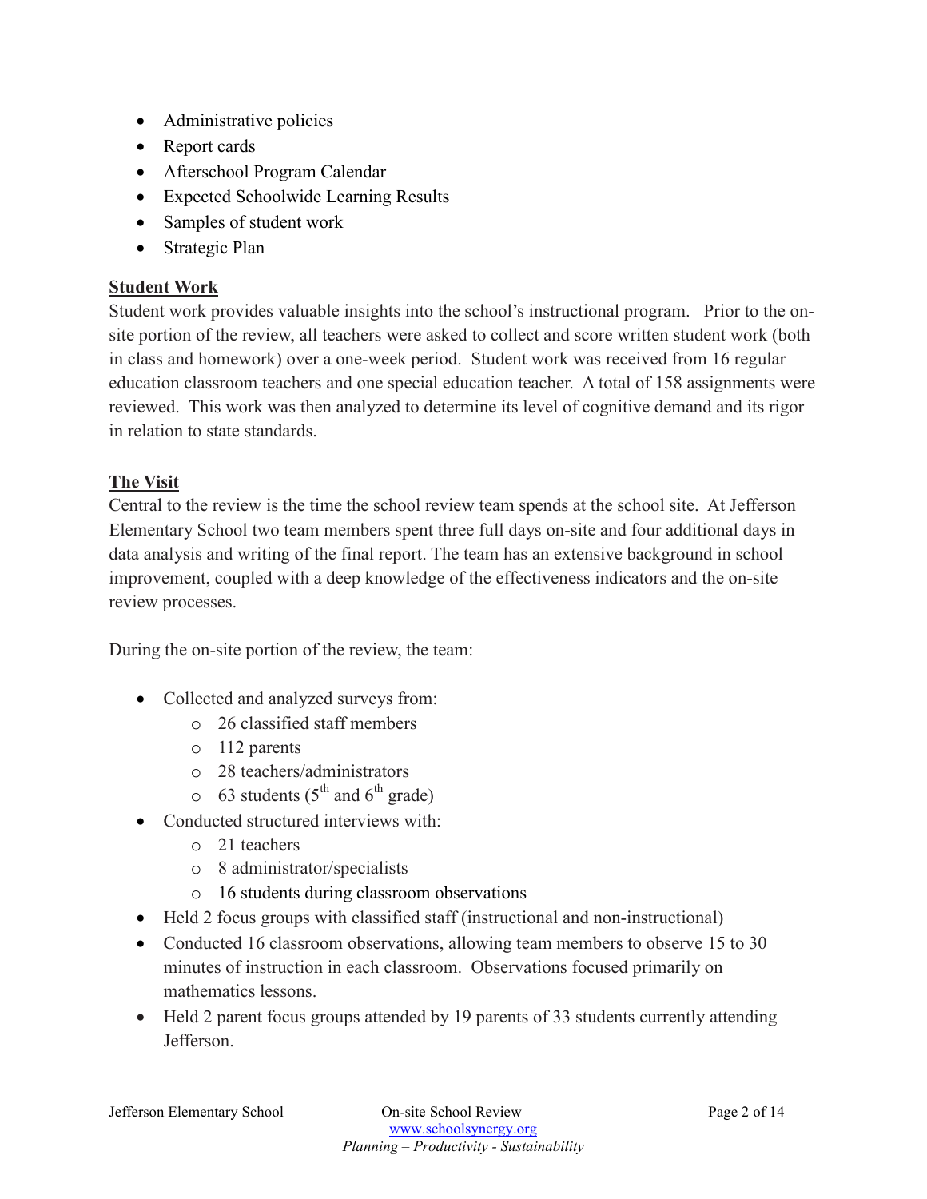- Administrative policies
- Report cards
- Afterschool Program Calendar
- Expected Schoolwide Learning Results
- Samples of student work
- Strategic Plan

**Student Work**

Student work provides valuable insights into the school's instructional program. Prior to the on-site portion of the review, all teachers were asked to collect and score written student work (both in class and homework) over a one-week period. Student work was received from 16 regular education classroom teachers and one special education teacher. A total of 158 assignments were reviewed. This work was then analyzed to determine its level of cognitive demand and its rigor in relation to state standards.

**The Visit**

Central to the review is the time the school review team spends at the school site. At Jefferson Elementary School two team members spent three full days on-site and four additional days in data analysis and writing of the final report. The team has an extensive background in school improvement, coupled with a deep knowledge of the effectiveness indicators and the on-site review processes.

During the on-site portion of the review, the team:

- Collected and analyzed surveys from:
  - 26 classified staff members
  - 112 parents
  - 28 teachers/administrators
  - 63 students (5th and 6th grade)
- Conducted structured interviews with:
  - 21 teachers
  - 8 administrator/specialists
  - 16 students during classroom observations
- Held 2 focus groups with classified staff (instructional and non-instructional)
- Conducted 16 classroom observations, allowing team members to observe 15 to 30 minutes of instruction in each classroom. Observations focused primarily on mathematics lessons.
- Held 2 parent focus groups attended by 19 parents of 33 students currently attending Jefferson.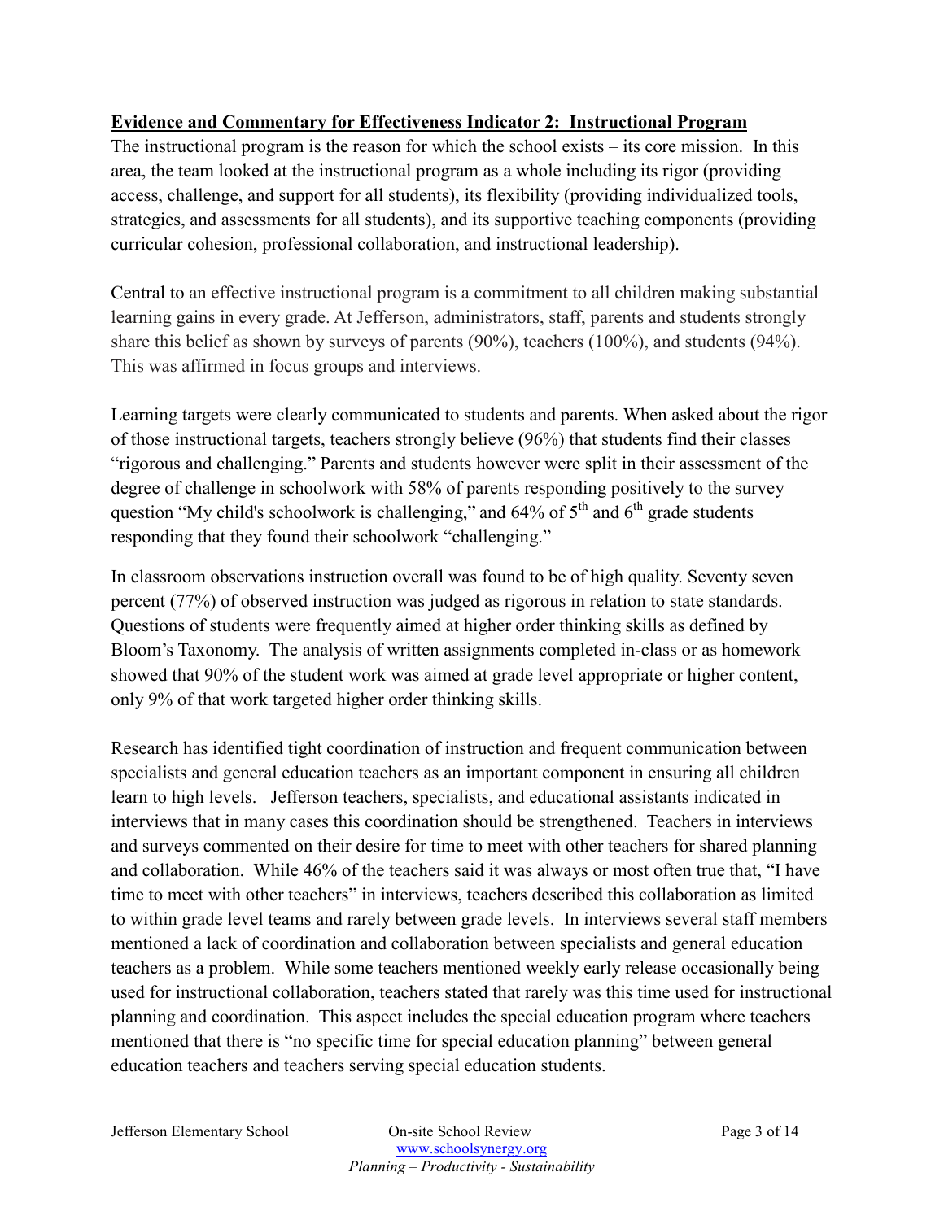**Evidence and Commentary for Effectiveness Indicator 2: Instructional Program**

The instructional program is the reason for which the school exists – its core mission. In this area, the team looked at the instructional program as a whole including its rigor (providing access, challenge, and support for all students), its flexibility (providing individualized tools, strategies, and assessments for all students), and its supportive teaching components (providing curricular cohesion, professional collaboration, and instructional leadership).

Central to an effective instructional program is a commitment to all children making substantial learning gains in every grade. At Jefferson, administrators, staff, parents and students strongly share this belief as shown by surveys of parents (90%), teachers (100%), and students (94%). This was affirmed in focus groups and interviews.

Learning targets were clearly communicated to students and parents. When asked about the rigor of those instructional targets, teachers strongly believe (96%) that students find their classes "rigorous and challenging." Parents and students however were split in their assessment of the degree of challenge in schoolwork with 58% of parents responding positively to the survey question "My child's schoolwork is challenging," and 64% of 5th and 6th grade students responding that they found their schoolwork "challenging."

In classroom observations instruction overall was found to be of high quality. Seventy seven percent (77%) of observed instruction was judged as rigorous in relation to state standards. Questions of students were frequently aimed at higher order thinking skills as defined by Bloom's Taxonomy. The analysis of written assignments completed in-class or as homework showed that 90% of the student work was aimed at grade level appropriate or higher content, only 9% of that work targeted higher order thinking skills.

Research has identified tight coordination of instruction and frequent communication between specialists and general education teachers as an important component in ensuring all children learn to high levels. Jefferson teachers, specialists, and educational assistants indicated in interviews that in many cases this coordination should be strengthened. Teachers in interviews and surveys commented on their desire for time to meet with other teachers for shared planning and collaboration. While 46% of the teachers said it was always or most often true that, "I have time to meet with other teachers" in interviews, teachers described this collaboration as limited to within grade level teams and rarely between grade levels. In interviews several staff members mentioned a lack of coordination and collaboration between specialists and general education teachers as a problem. While some teachers mentioned weekly early release occasionally being used for instructional collaboration, teachers stated that rarely was this time used for instructional planning and coordination. This aspect includes the special education program where teachers mentioned that there is "no specific time for special education planning" between general education teachers and teachers serving special education students.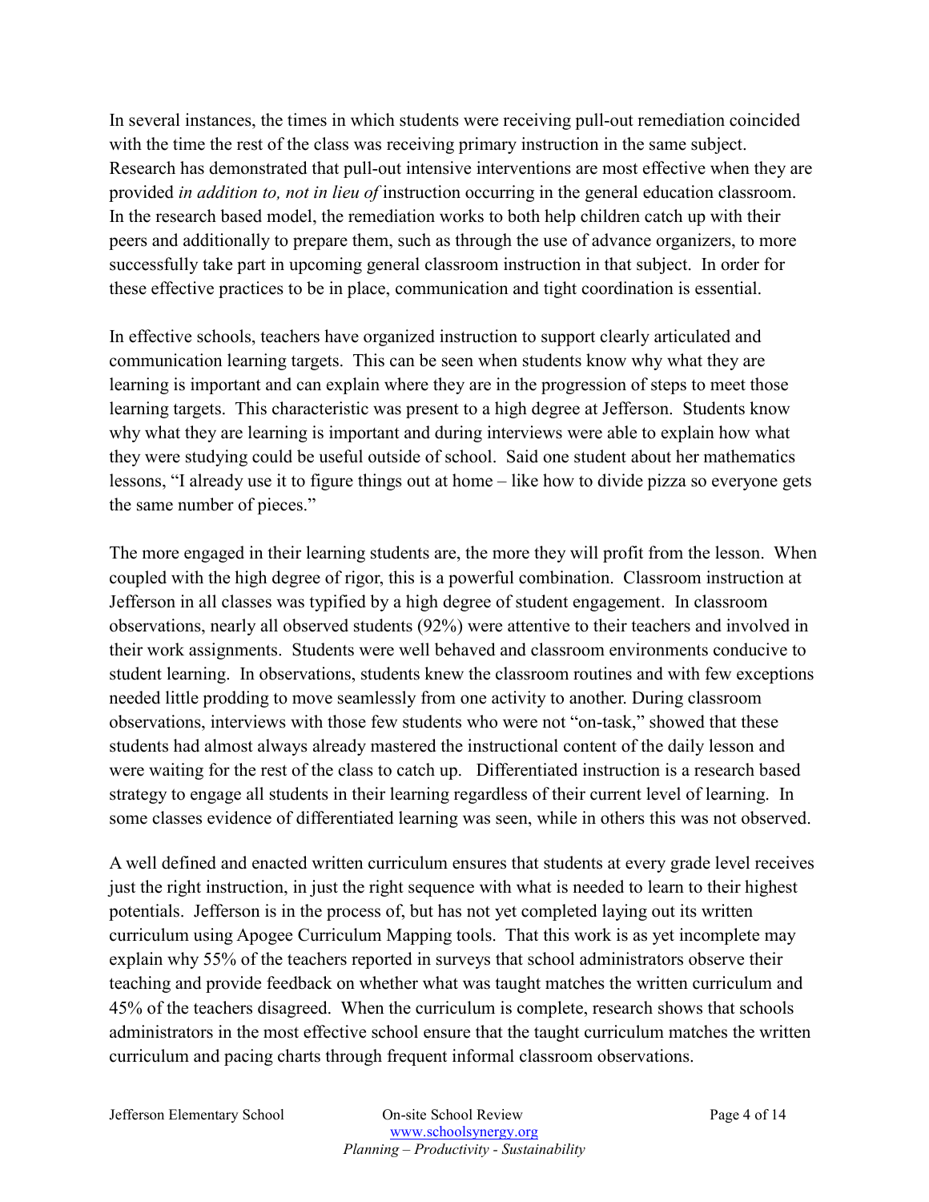In several instances, the times in which students were receiving pull-out remediation coincided with the time the rest of the class was receiving primary instruction in the same subject. Research has demonstrated that pull-out intensive interventions are most effective when they are provided *in addition to, not in lieu of* instruction occurring in the general education classroom. In the research based model, the remediation works to both help children catch up with their peers and additionally to prepare them, such as through the use of advance organizers, to more successfully take part in upcoming general classroom instruction in that subject. In order for these effective practices to be in place, communication and tight coordination is essential.

In effective schools, teachers have organized instruction to support clearly articulated and communication learning targets. This can be seen when students know why what they are learning is important and can explain where they are in the progression of steps to meet those learning targets. This characteristic was present to a high degree at Jefferson. Students know why what they are learning is important and during interviews were able to explain how what they were studying could be useful outside of school. Said one student about her mathematics lessons, "I already use it to figure things out at home – like how to divide pizza so everyone gets the same number of pieces."

The more engaged in their learning students are, the more they will profit from the lesson. When coupled with the high degree of rigor, this is a powerful combination. Classroom instruction at Jefferson in all classes was typified by a high degree of student engagement. In classroom observations, nearly all observed students (92%) were attentive to their teachers and involved in their work assignments. Students were well behaved and classroom environments conducive to student learning. In observations, students knew the classroom routines and with few exceptions needed little prodding to move seamlessly from one activity to another. During classroom observations, interviews with those few students who were not "on-task," showed that these students had almost always already mastered the instructional content of the daily lesson and were waiting for the rest of the class to catch up. Differentiated instruction is a research based strategy to engage all students in their learning regardless of their current level of learning. In some classes evidence of differentiated learning was seen, while in others this was not observed.

A well defined and enacted written curriculum ensures that students at every grade level receives just the right instruction, in just the right sequence with what is needed to learn to their highest potentials. Jefferson is in the process of, but has not yet completed laying out its written curriculum using Apogee Curriculum Mapping tools. That this work is as yet incomplete may explain why 55% of the teachers reported in surveys that school administrators observe their teaching and provide feedback on whether what was taught matches the written curriculum and 45% of the teachers disagreed. When the curriculum is complete, research shows that schools administrators in the most effective school ensure that the taught curriculum matches the written curriculum and pacing charts through frequent informal classroom observations.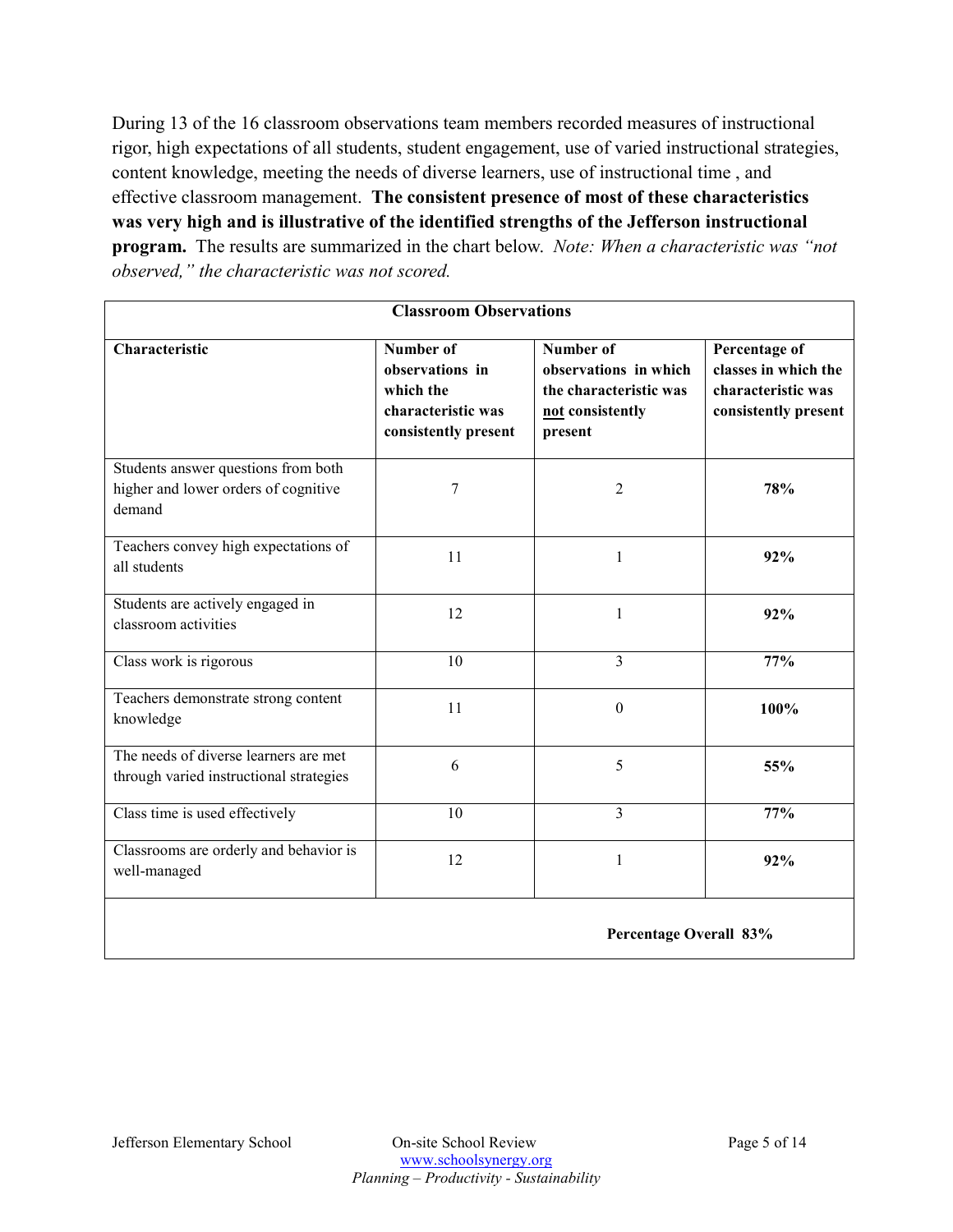During 13 of the 16 classroom observations team members recorded measures of instructional rigor, high expectations of all students, student engagement, use of varied instructional strategies, content knowledge, meeting the needs of diverse learners, use of instructional time , and effective classroom management. **The consistent presence of most of these characteristics was very high and is illustrative of the identified strengths of the Jefferson instructional program.** The results are summarized in the chart below. *Note: When a characteristic was "not observed," the characteristic was not scored.*

| **Classroom Observations** | | | |
|---|---|---|---|
| **Characteristic** | **Number of observations in which the characteristic was consistently present** | **Number of observations in which the characteristic was not consistently present** | **Percentage of classes in which the characteristic was consistently present** |
| Students answer questions from both higher and lower orders of cognitive demand | 7 | 2 | **78%** |
| Teachers convey high expectations of all students | 11 | 1 | **92%** |
| Students are actively engaged in classroom activities | 12 | 1 | **92%** |
| Class work is rigorous | 10 | 3 | **77%** |
| Teachers demonstrate strong content knowledge | 11 | 0 | **100%** |
| The needs of diverse learners are met through varied instructional strategies | 6 | 5 | **55%** |
| Class time is used effectively | 10 | 3 | **77%** |
| Classrooms are orderly and behavior is well-managed | 12 | 1 | **92%** |
| | | | **Percentage Overall 83%** |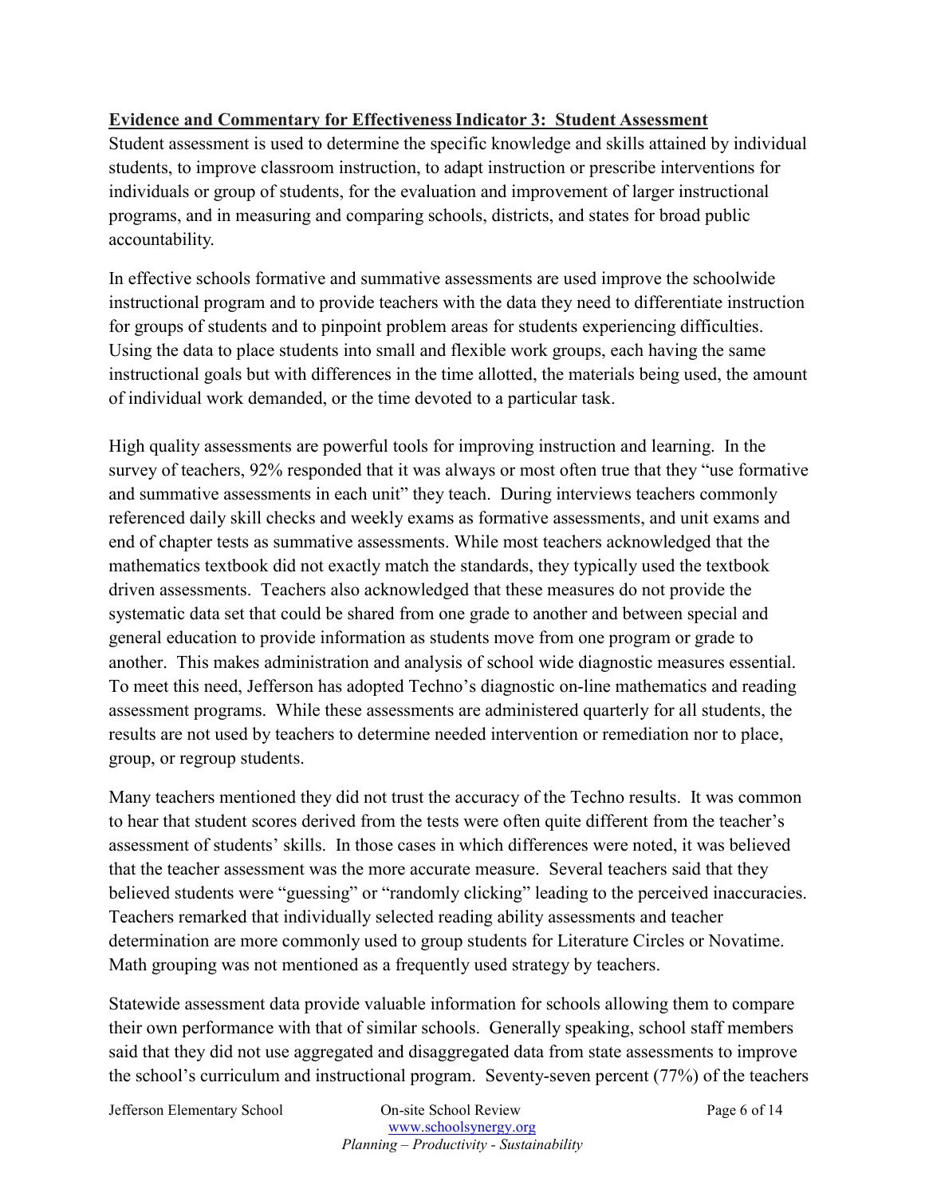**Evidence and Commentary for Effectiveness Indicator 3: Student Assessment**

Student assessment is used to determine the specific knowledge and skills attained by individual students, to improve classroom instruction, to adapt instruction or prescribe interventions for individuals or group of students, for the evaluation and improvement of larger instructional programs, and in measuring and comparing schools, districts, and states for broad public accountability.

In effective schools formative and summative assessments are used improve the schoolwide instructional program and to provide teachers with the data they need to differentiate instruction for groups of students and to pinpoint problem areas for students experiencing difficulties. Using the data to place students into small and flexible work groups, each having the same instructional goals but with differences in the time allotted, the materials being used, the amount of individual work demanded, or the time devoted to a particular task.

High quality assessments are powerful tools for improving instruction and learning. In the survey of teachers, 92% responded that it was always or most often true that they "use formative and summative assessments in each unit" they teach. During interviews teachers commonly referenced daily skill checks and weekly exams as formative assessments, and unit exams and end of chapter tests as summative assessments. While most teachers acknowledged that the mathematics textbook did not exactly match the standards, they typically used the textbook driven assessments. Teachers also acknowledged that these measures do not provide the systematic data set that could be shared from one grade to another and between special and general education to provide information as students move from one program or grade to another. This makes administration and analysis of school wide diagnostic measures essential. To meet this need, Jefferson has adopted Techno's diagnostic on-line mathematics and reading assessment programs. While these assessments are administered quarterly for all students, the results are not used by teachers to determine needed intervention or remediation nor to place, group, or regroup students.

Many teachers mentioned they did not trust the accuracy of the Techno results. It was common to hear that student scores derived from the tests were often quite different from the teacher's assessment of students' skills. In those cases in which differences were noted, it was believed that the teacher assessment was the more accurate measure. Several teachers said that they believed students were "guessing" or "randomly clicking" leading to the perceived inaccuracies. Teachers remarked that individually selected reading ability assessments and teacher determination are more commonly used to group students for Literature Circles or Novatime. Math grouping was not mentioned as a frequently used strategy by teachers.

Statewide assessment data provide valuable information for schools allowing them to compare their own performance with that of similar schools. Generally speaking, school staff members said that they did not use aggregated and disaggregated data from state assessments to improve the school's curriculum and instructional program. Seventy-seven percent (77%) of the teachers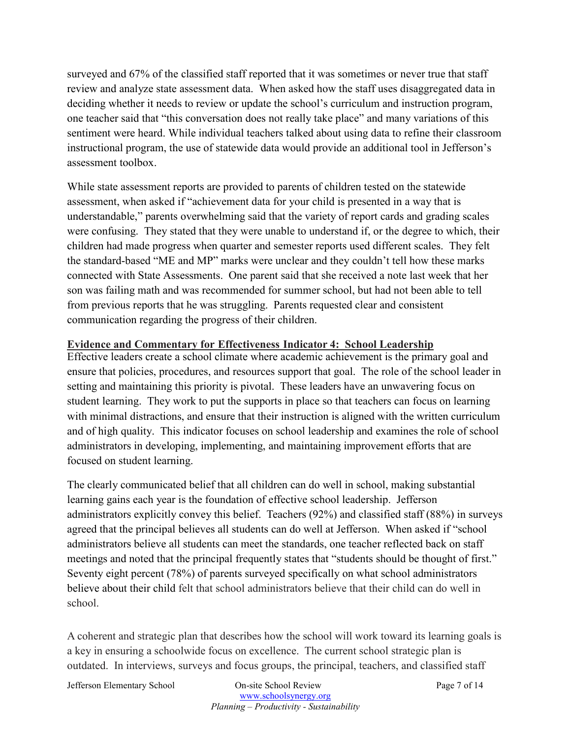surveyed and 67% of the classified staff reported that it was sometimes or never true that staff review and analyze state assessment data. When asked how the staff uses disaggregated data in deciding whether it needs to review or update the school's curriculum and instruction program, one teacher said that "this conversation does not really take place" and many variations of this sentiment were heard. While individual teachers talked about using data to refine their classroom instructional program, the use of statewide data would provide an additional tool in Jefferson's assessment toolbox.

While state assessment reports are provided to parents of children tested on the statewide assessment, when asked if "achievement data for your child is presented in a way that is understandable," parents overwhelming said that the variety of report cards and grading scales were confusing. They stated that they were unable to understand if, or the degree to which, their children had made progress when quarter and semester reports used different scales. They felt the standard-based "ME and MP" marks were unclear and they couldn't tell how these marks connected with State Assessments. One parent said that she received a note last week that her son was failing math and was recommended for summer school, but had not been able to tell from previous reports that he was struggling. Parents requested clear and consistent communication regarding the progress of their children.

**Evidence and Commentary for Effectiveness Indicator 4: School Leadership**

Effective leaders create a school climate where academic achievement is the primary goal and ensure that policies, procedures, and resources support that goal. The role of the school leader in setting and maintaining this priority is pivotal. These leaders have an unwavering focus on student learning. They work to put the supports in place so that teachers can focus on learning with minimal distractions, and ensure that their instruction is aligned with the written curriculum and of high quality. This indicator focuses on school leadership and examines the role of school administrators in developing, implementing, and maintaining improvement efforts that are focused on student learning.

The clearly communicated belief that all children can do well in school, making substantial learning gains each year is the foundation of effective school leadership. Jefferson administrators explicitly convey this belief. Teachers (92%) and classified staff (88%) in surveys agreed that the principal believes all students can do well at Jefferson. When asked if "school administrators believe all students can meet the standards, one teacher reflected back on staff meetings and noted that the principal frequently states that "students should be thought of first." Seventy eight percent (78%) of parents surveyed specifically on what school administrators believe about their child felt that school administrators believe that their child can do well in school.

A coherent and strategic plan that describes how the school will work toward its learning goals is a key in ensuring a schoolwide focus on excellence. The current school strategic plan is outdated. In interviews, surveys and focus groups, the principal, teachers, and classified staff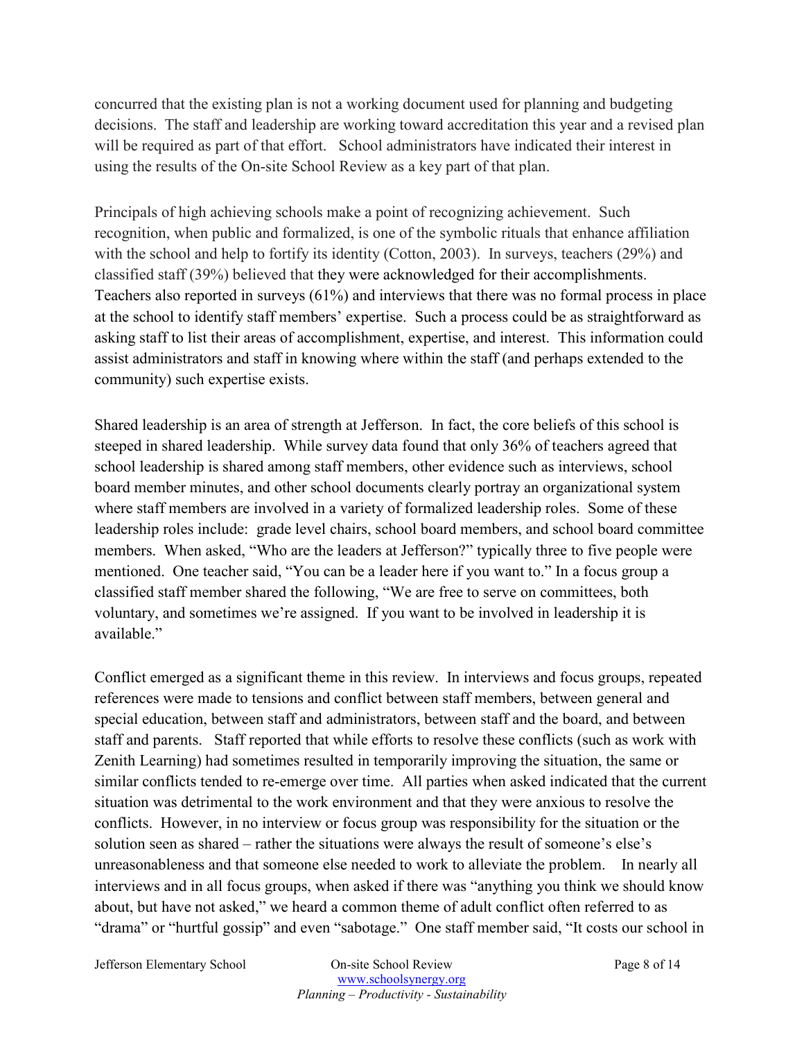concurred that the existing plan is not a working document used for planning and budgeting decisions. The staff and leadership are working toward accreditation this year and a revised plan will be required as part of that effort. School administrators have indicated their interest in using the results of the On-site School Review as a key part of that plan.

Principals of high achieving schools make a point of recognizing achievement. Such recognition, when public and formalized, is one of the symbolic rituals that enhance affiliation with the school and help to fortify its identity (Cotton, 2003). In surveys, teachers (29%) and classified staff (39%) believed that they were acknowledged for their accomplishments. Teachers also reported in surveys (61%) and interviews that there was no formal process in place at the school to identify staff members' expertise. Such a process could be as straightforward as asking staff to list their areas of accomplishment, expertise, and interest. This information could assist administrators and staff in knowing where within the staff (and perhaps extended to the community) such expertise exists.

Shared leadership is an area of strength at Jefferson. In fact, the core beliefs of this school is steeped in shared leadership. While survey data found that only 36% of teachers agreed that school leadership is shared among staff members, other evidence such as interviews, school board member minutes, and other school documents clearly portray an organizational system where staff members are involved in a variety of formalized leadership roles. Some of these leadership roles include: grade level chairs, school board members, and school board committee members. When asked, "Who are the leaders at Jefferson?" typically three to five people were mentioned. One teacher said, "You can be a leader here if you want to." In a focus group a classified staff member shared the following, "We are free to serve on committees, both voluntary, and sometimes we're assigned. If you want to be involved in leadership it is available."

Conflict emerged as a significant theme in this review. In interviews and focus groups, repeated references were made to tensions and conflict between staff members, between general and special education, between staff and administrators, between staff and the board, and between staff and parents. Staff reported that while efforts to resolve these conflicts (such as work with Zenith Learning) had sometimes resulted in temporarily improving the situation, the same or similar conflicts tended to re-emerge over time. All parties when asked indicated that the current situation was detrimental to the work environment and that they were anxious to resolve the conflicts. However, in no interview or focus group was responsibility for the situation or the solution seen as shared – rather the situations were always the result of someone's else's unreasonableness and that someone else needed to work to alleviate the problem. In nearly all interviews and in all focus groups, when asked if there was "anything you think we should know about, but have not asked," we heard a common theme of adult conflict often referred to as "drama" or "hurtful gossip" and even "sabotage." One staff member said, "It costs our school in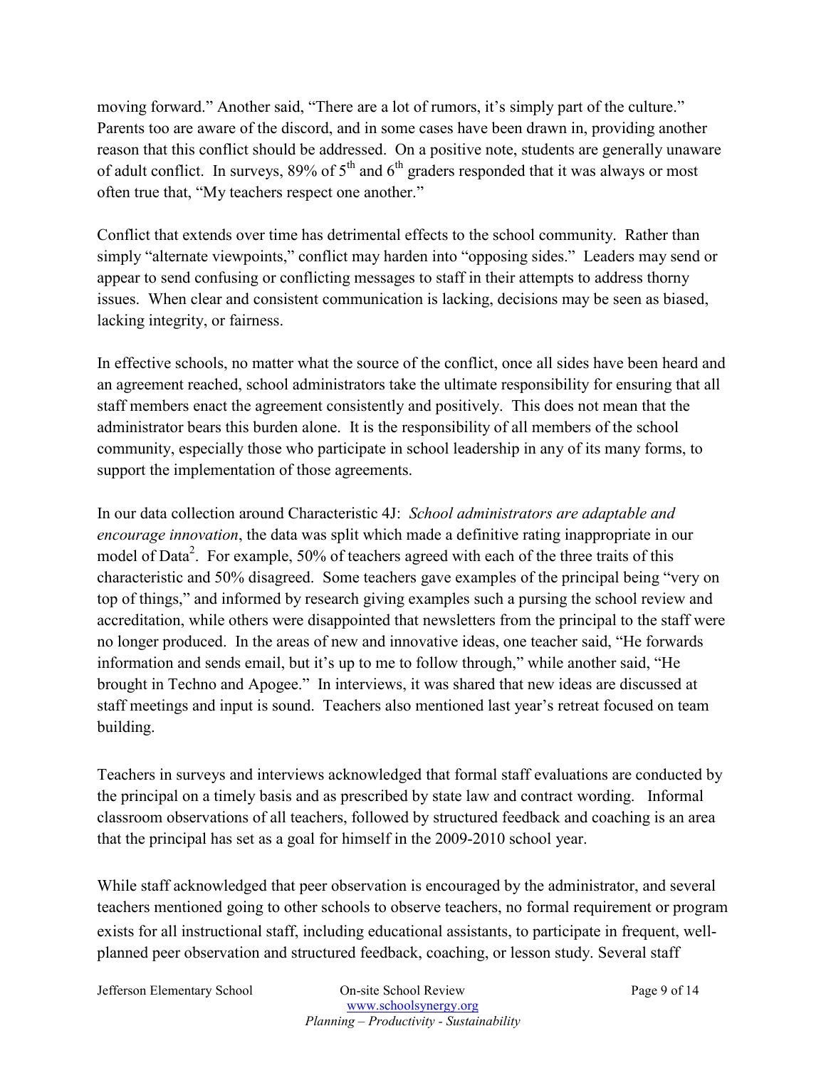moving forward." Another said, "There are a lot of rumors, it's simply part of the culture." Parents too are aware of the discord, and in some cases have been drawn in, providing another reason that this conflict should be addressed. On a positive note, students are generally unaware of adult conflict. In surveys, 89% of 5th and 6th graders responded that it was always or most often true that, "My teachers respect one another."

Conflict that extends over time has detrimental effects to the school community. Rather than simply "alternate viewpoints," conflict may harden into "opposing sides." Leaders may send or appear to send confusing or conflicting messages to staff in their attempts to address thorny issues. When clear and consistent communication is lacking, decisions may be seen as biased, lacking integrity, or fairness.

In effective schools, no matter what the source of the conflict, once all sides have been heard and an agreement reached, school administrators take the ultimate responsibility for ensuring that all staff members enact the agreement consistently and positively. This does not mean that the administrator bears this burden alone. It is the responsibility of all members of the school community, especially those who participate in school leadership in any of its many forms, to support the implementation of those agreements.

In our data collection around Characteristic 4J: *School administrators are adaptable and encourage innovation*, the data was split which made a definitive rating inappropriate in our model of Data$^2$. For example, 50% of teachers agreed with each of the three traits of this characteristic and 50% disagreed. Some teachers gave examples of the principal being "very on top of things," and informed by research giving examples such a pursing the school review and accreditation, while others were disappointed that newsletters from the principal to the staff were no longer produced. In the areas of new and innovative ideas, one teacher said, "He forwards information and sends email, but it's up to me to follow through," while another said, "He brought in Techno and Apogee." In interviews, it was shared that new ideas are discussed at staff meetings and input is sound. Teachers also mentioned last year's retreat focused on team building.

Teachers in surveys and interviews acknowledged that formal staff evaluations are conducted by the principal on a timely basis and as prescribed by state law and contract wording. Informal classroom observations of all teachers, followed by structured feedback and coaching is an area that the principal has set as a goal for himself in the 2009-2010 school year.

While staff acknowledged that peer observation is encouraged by the administrator, and several teachers mentioned going to other schools to observe teachers, no formal requirement or program exists for all instructional staff, including educational assistants, to participate in frequent, well-planned peer observation and structured feedback, coaching, or lesson study. Several staff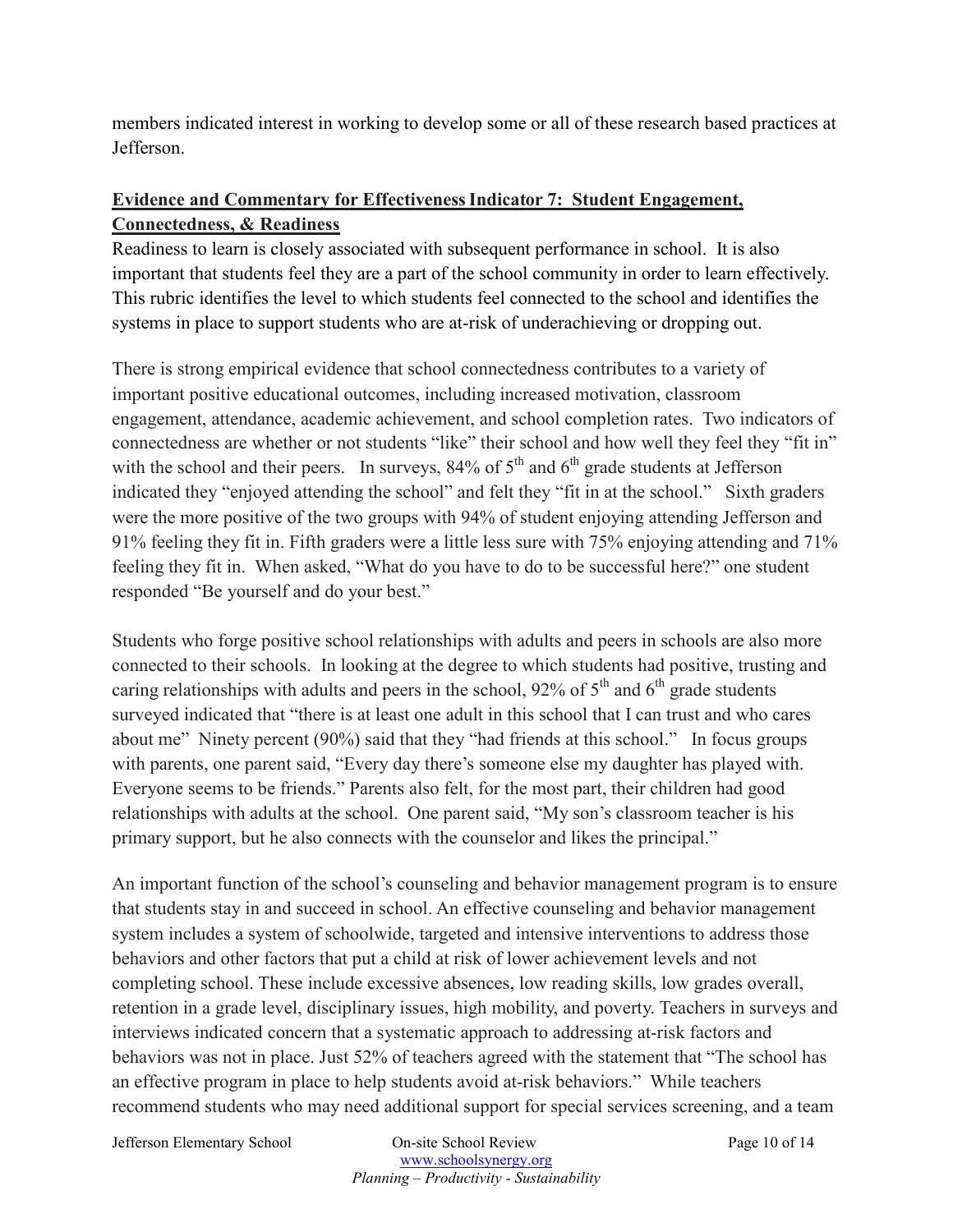members indicated interest in working to develop some or all of these research based practices at Jefferson.

## Evidence and Commentary for Effectiveness Indicator 7: Student Engagement, Connectedness, & Readiness

Readiness to learn is closely associated with subsequent performance in school. It is also important that students feel they are a part of the school community in order to learn effectively. This rubric identifies the level to which students feel connected to the school and identifies the systems in place to support students who are at-risk of underachieving or dropping out.

There is strong empirical evidence that school connectedness contributes to a variety of important positive educational outcomes, including increased motivation, classroom engagement, attendance, academic achievement, and school completion rates. Two indicators of connectedness are whether or not students "like" their school and how well they feel they "fit in" with the school and their peers. In surveys, 84% of 5th and 6th grade students at Jefferson indicated they "enjoyed attending the school" and felt they "fit in at the school." Sixth graders were the more positive of the two groups with 94% of student enjoying attending Jefferson and 91% feeling they fit in. Fifth graders were a little less sure with 75% enjoying attending and 71% feeling they fit in. When asked, "What do you have to do to be successful here?" one student responded "Be yourself and do your best."

Students who forge positive school relationships with adults and peers in schools are also more connected to their schools. In looking at the degree to which students had positive, trusting and caring relationships with adults and peers in the school, 92% of 5th and 6th grade students surveyed indicated that "there is at least one adult in this school that I can trust and who cares about me" Ninety percent (90%) said that they "had friends at this school." In focus groups with parents, one parent said, "Every day there's someone else my daughter has played with. Everyone seems to be friends." Parents also felt, for the most part, their children had good relationships with adults at the school. One parent said, "My son's classroom teacher is his primary support, but he also connects with the counselor and likes the principal."

An important function of the school's counseling and behavior management program is to ensure that students stay in and succeed in school. An effective counseling and behavior management system includes a system of schoolwide, targeted and intensive interventions to address those behaviors and other factors that put a child at risk of lower achievement levels and not completing school. These include excessive absences, low reading skills, low grades overall, retention in a grade level, disciplinary issues, high mobility, and poverty. Teachers in surveys and interviews indicated concern that a systematic approach to addressing at-risk factors and behaviors was not in place. Just 52% of teachers agreed with the statement that "The school has an effective program in place to help students avoid at-risk behaviors." While teachers recommend students who may need additional support for special services screening, and a team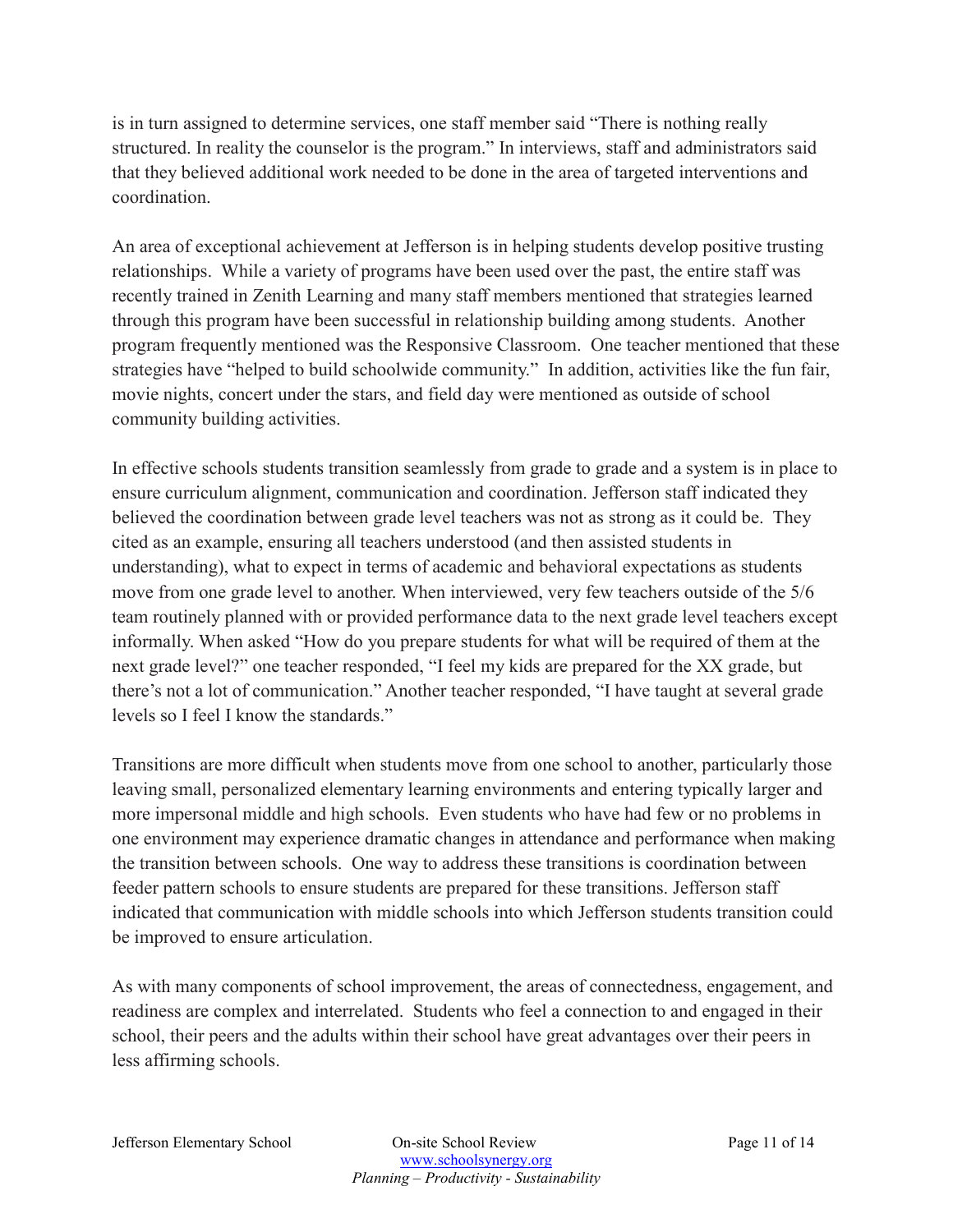is in turn assigned to determine services, one staff member said "There is nothing really structured. In reality the counselor is the program." In interviews, staff and administrators said that they believed additional work needed to be done in the area of targeted interventions and coordination.

An area of exceptional achievement at Jefferson is in helping students develop positive trusting relationships. While a variety of programs have been used over the past, the entire staff was recently trained in Zenith Learning and many staff members mentioned that strategies learned through this program have been successful in relationship building among students. Another program frequently mentioned was the Responsive Classroom. One teacher mentioned that these strategies have "helped to build schoolwide community." In addition, activities like the fun fair, movie nights, concert under the stars, and field day were mentioned as outside of school community building activities.

In effective schools students transition seamlessly from grade to grade and a system is in place to ensure curriculum alignment, communication and coordination. Jefferson staff indicated they believed the coordination between grade level teachers was not as strong as it could be. They cited as an example, ensuring all teachers understood (and then assisted students in understanding), what to expect in terms of academic and behavioral expectations as students move from one grade level to another. When interviewed, very few teachers outside of the 5/6 team routinely planned with or provided performance data to the next grade level teachers except informally. When asked "How do you prepare students for what will be required of them at the next grade level?" one teacher responded, "I feel my kids are prepared for the XX grade, but there's not a lot of communication." Another teacher responded, "I have taught at several grade levels so I feel I know the standards."

Transitions are more difficult when students move from one school to another, particularly those leaving small, personalized elementary learning environments and entering typically larger and more impersonal middle and high schools. Even students who have had few or no problems in one environment may experience dramatic changes in attendance and performance when making the transition between schools. One way to address these transitions is coordination between feeder pattern schools to ensure students are prepared for these transitions. Jefferson staff indicated that communication with middle schools into which Jefferson students transition could be improved to ensure articulation.

As with many components of school improvement, the areas of connectedness, engagement, and readiness are complex and interrelated. Students who feel a connection to and engaged in their school, their peers and the adults within their school have great advantages over their peers in less affirming schools.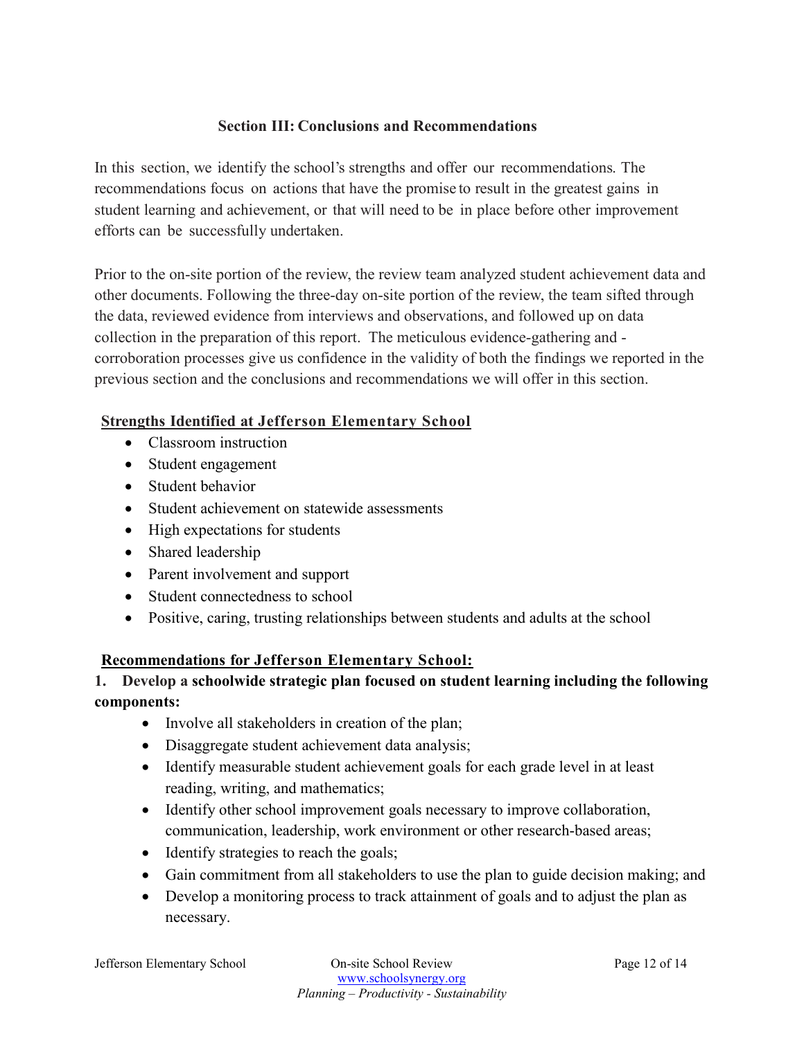## Section III: Conclusions and Recommendations

In this section, we identify the school's strengths and offer our recommendations. The recommendations focus on actions that have the promise to result in the greatest gains in student learning and achievement, or that will need to be in place before other improvement efforts can be successfully undertaken.

Prior to the on-site portion of the review, the review team analyzed student achievement data and other documents. Following the three-day on-site portion of the review, the team sifted through the data, reviewed evidence from interviews and observations, and followed up on data collection in the preparation of this report. The meticulous evidence-gathering and -corroboration processes give us confidence in the validity of both the findings we reported in the previous section and the conclusions and recommendations we will offer in this section.

### Strengths Identified at Jefferson Elementary School

- Classroom instruction
- Student engagement
- Student behavior
- Student achievement on statewide assessments
- High expectations for students
- Shared leadership
- Parent involvement and support
- Student connectedness to school
- Positive, caring, trusting relationships between students and adults at the school

### Recommendations for Jefferson Elementary School:

**1. Develop a schoolwide strategic plan focused on student learning including the following components:**

- Involve all stakeholders in creation of the plan;
- Disaggregate student achievement data analysis;
- Identify measurable student achievement goals for each grade level in at least reading, writing, and mathematics;
- Identify other school improvement goals necessary to improve collaboration, communication, leadership, work environment or other research-based areas;
- Identify strategies to reach the goals;
- Gain commitment from all stakeholders to use the plan to guide decision making; and
- Develop a monitoring process to track attainment of goals and to adjust the plan as necessary.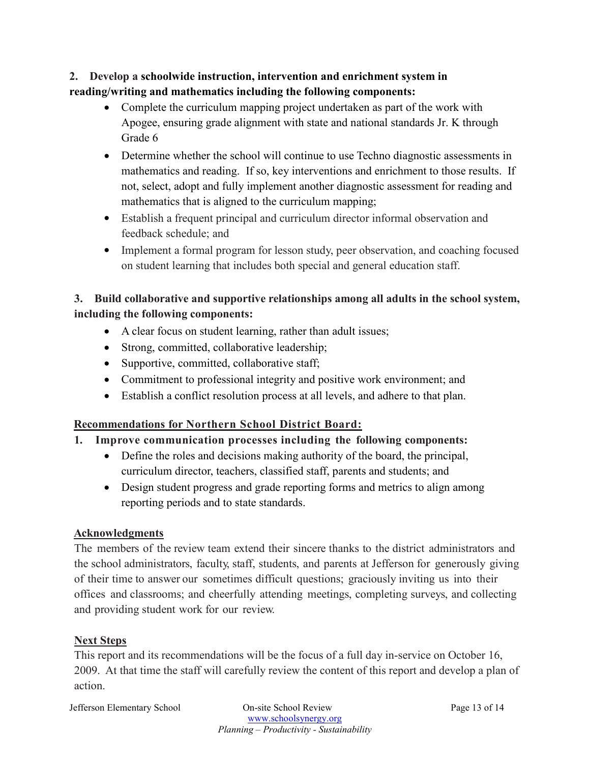**2. Develop a schoolwide instruction, intervention and enrichment system in reading/writing and mathematics including the following components:**

- Complete the curriculum mapping project undertaken as part of the work with Apogee, ensuring grade alignment with state and national standards Jr. K through Grade 6
- Determine whether the school will continue to use Techno diagnostic assessments in mathematics and reading. If so, key interventions and enrichment to those results. If not, select, adopt and fully implement another diagnostic assessment for reading and mathematics that is aligned to the curriculum mapping;
- Establish a frequent principal and curriculum director informal observation and feedback schedule; and
- Implement a formal program for lesson study, peer observation, and coaching focused on student learning that includes both special and general education staff.

**3. Build collaborative and supportive relationships among all adults in the school system, including the following components:**

- A clear focus on student learning, rather than adult issues;
- Strong, committed, collaborative leadership;
- Supportive, committed, collaborative staff;
- Commitment to professional integrity and positive work environment; and
- Establish a conflict resolution process at all levels, and adhere to that plan.

## Recommendations for Northern School District Board:

**1. Improve communication processes including the following components:**

- Define the roles and decisions making authority of the board, the principal, curriculum director, teachers, classified staff, parents and students; and
- Design student progress and grade reporting forms and metrics to align among reporting periods and to state standards.

## Acknowledgments

The members of the review team extend their sincere thanks to the district administrators and the school administrators, faculty, staff, students, and parents at Jefferson for generously giving of their time to answer our sometimes difficult questions; graciously inviting us into their offices and classrooms; and cheerfully attending meetings, completing surveys, and collecting and providing student work for our review.

## Next Steps

This report and its recommendations will be the focus of a full day in-service on October 16, 2009. At that time the staff will carefully review the content of this report and develop a plan of action.